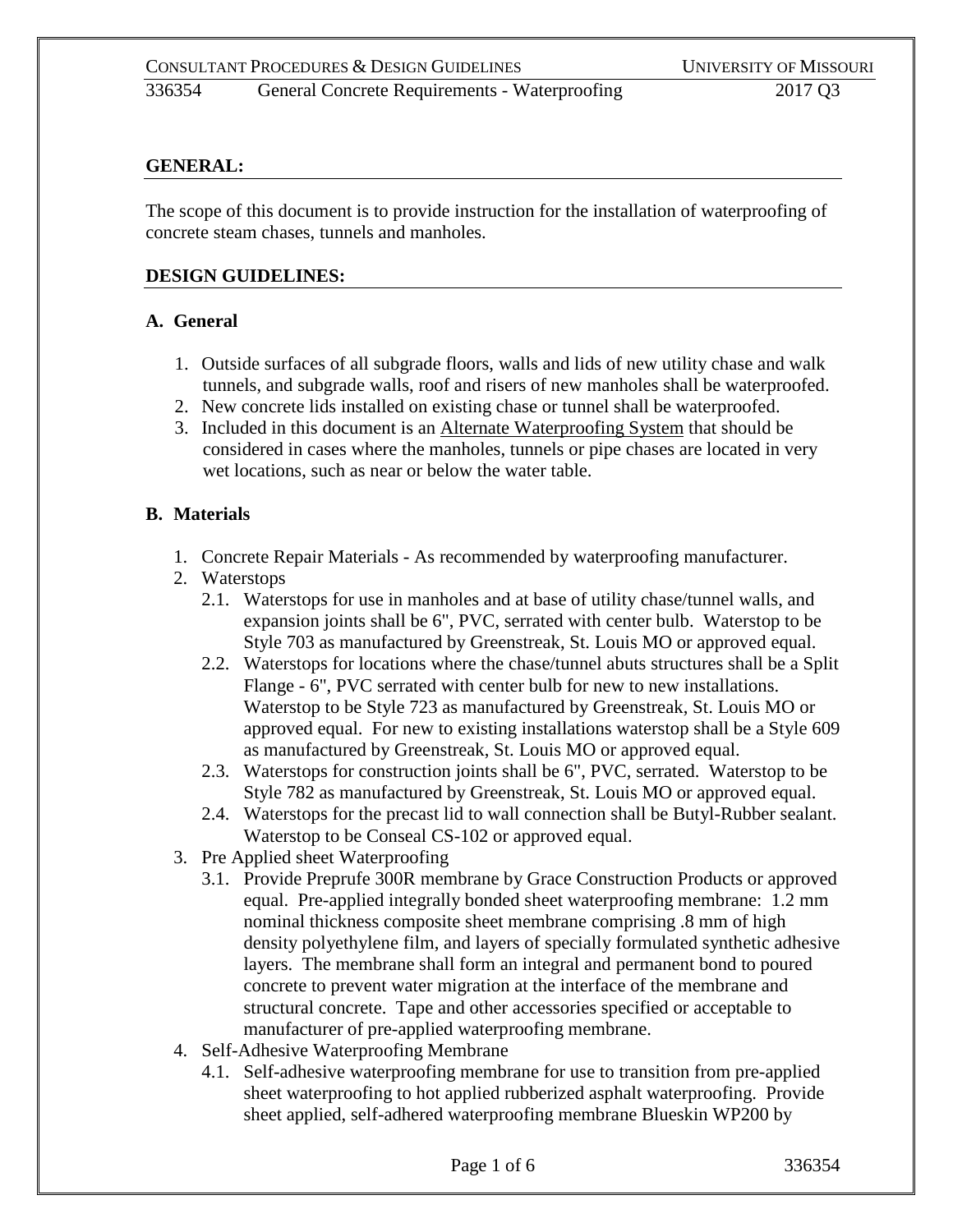## GENERAL:

The scope of this document is to provide instruction for the installation of waterproofing of concrete steam chases, tunnels and manholes.

## DESIGN GUIDELINES:

### A. General

1. Outside surfaces of all subgrade floors, walls and lids of new utility chase and walk tunnels, and subgrade walls, roof and risers of new manholes shall be waterproofed.
2. New concrete lids installed on existing chase or tunnel shall be waterproofed.
3. Included in this document is an Alternate Waterproofing System that should be considered in cases where the manholes, tunnels or pipe chases are located in very wet locations, such as near or below the water table.

### B. Materials

1. Concrete Repair Materials - As recommended by waterproofing manufacturer.
2. Waterstops
   - 2.1. Waterstops for use in manholes and at base of utility chase/tunnel walls, and expansion joints shall be 6", PVC, serrated with center bulb. Waterstop to be Style 703 as manufactured by Greenstreak, St. Louis MO or approved equal.
   - 2.2. Waterstops for locations where the chase/tunnel abuts structures shall be a Split Flange - 6", PVC serrated with center bulb for new to new installations. Waterstop to be Style 723 as manufactured by Greenstreak, St. Louis MO or approved equal. For new to existing installations waterstop shall be a Style 609 as manufactured by Greenstreak, St. Louis MO or approved equal.
   - 2.3. Waterstops for construction joints shall be 6", PVC, serrated. Waterstop to be Style 782 as manufactured by Greenstreak, St. Louis MO or approved equal.
   - 2.4. Waterstops for the precast lid to wall connection shall be Butyl-Rubber sealant. Waterstop to be Conseal CS-102 or approved equal.
3. Pre Applied sheet Waterproofing
   - 3.1. Provide Preprufe 300R membrane by Grace Construction Products or approved equal. Pre-applied integrally bonded sheet waterproofing membrane: 1.2 mm nominal thickness composite sheet membrane comprising .8 mm of high density polyethylene film, and layers of specially formulated synthetic adhesive layers. The membrane shall form an integral and permanent bond to poured concrete to prevent water migration at the interface of the membrane and structural concrete. Tape and other accessories specified or acceptable to manufacturer of pre-applied waterproofing membrane.
4. Self-Adhesive Waterproofing Membrane
   - 4.1. Self-adhesive waterproofing membrane for use to transition from pre-applied sheet waterproofing to hot applied rubberized asphalt waterproofing. Provide sheet applied, self-adhered waterproofing membrane Blueskin WP200 by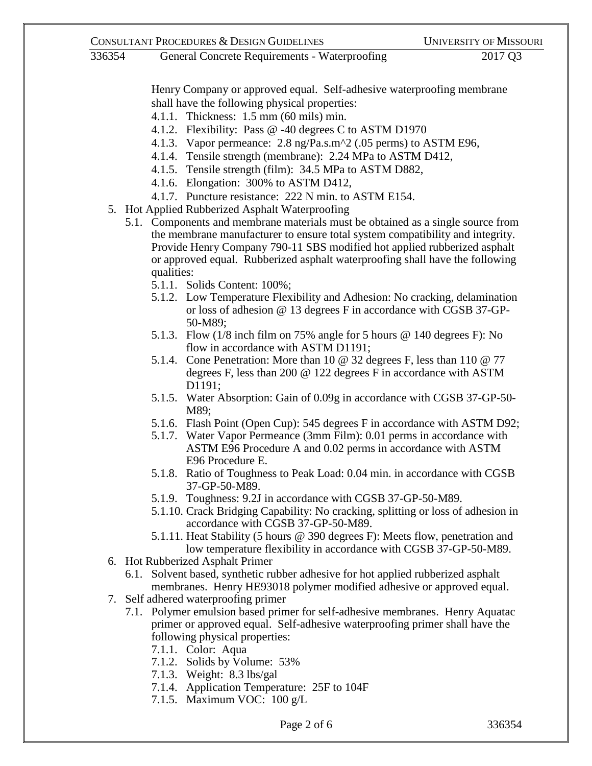Henry Company or approved equal. Self-adhesive waterproofing membrane shall have the following physical properties:

- 4.1.1. Thickness: 1.5 mm (60 mils) min.
- 4.1.2. Flexibility: Pass @ -40 degrees C to ASTM D1970
- 4.1.3. Vapor permeance: 2.8 ng/Pa.s.m^2 (.05 perms) to ASTM E96,
- 4.1.4. Tensile strength (membrane): 2.24 MPa to ASTM D412,
- 4.1.5. Tensile strength (film): 34.5 MPa to ASTM D882,
- 4.1.6. Elongation: 300% to ASTM D412,
- 4.1.7. Puncture resistance: 222 N min. to ASTM E154.

5. Hot Applied Rubberized Asphalt Waterproofing
   - 5.1. Components and membrane materials must be obtained as a single source from the membrane manufacturer to ensure total system compatibility and integrity. Provide Henry Company 790-11 SBS modified hot applied rubberized asphalt or approved equal. Rubberized asphalt waterproofing shall have the following qualities:
     - 5.1.1. Solids Content: 100%;
     - 5.1.2. Low Temperature Flexibility and Adhesion: No cracking, delamination or loss of adhesion @ 13 degrees F in accordance with CGSB 37-GP-50-M89;
     - 5.1.3. Flow (1/8 inch film on 75% angle for 5 hours @ 140 degrees F): No flow in accordance with ASTM D1191;
     - 5.1.4. Cone Penetration: More than 10 @ 32 degrees F, less than 110 @ 77 degrees F, less than 200 @ 122 degrees F in accordance with ASTM D1191;
     - 5.1.5. Water Absorption: Gain of 0.09g in accordance with CGSB 37-GP-50-M89;
     - 5.1.6. Flash Point (Open Cup): 545 degrees F in accordance with ASTM D92;
     - 5.1.7. Water Vapor Permeance (3mm Film): 0.01 perms in accordance with ASTM E96 Procedure A and 0.02 perms in accordance with ASTM E96 Procedure E.
     - 5.1.8. Ratio of Toughness to Peak Load: 0.04 min. in accordance with CGSB 37-GP-50-M89.
     - 5.1.9. Toughness: 9.2J in accordance with CGSB 37-GP-50-M89.
     - 5.1.10. Crack Bridging Capability: No cracking, splitting or loss of adhesion in accordance with CGSB 37-GP-50-M89.
     - 5.1.11. Heat Stability (5 hours @ 390 degrees F): Meets flow, penetration and low temperature flexibility in accordance with CGSB 37-GP-50-M89.
6. Hot Rubberized Asphalt Primer
   - 6.1. Solvent based, synthetic rubber adhesive for hot applied rubberized asphalt membranes. Henry HE93018 polymer modified adhesive or approved equal.
7. Self adhered waterproofing primer
   - 7.1. Polymer emulsion based primer for self-adhesive membranes. Henry Aquatac primer or approved equal. Self-adhesive waterproofing primer shall have the following physical properties:
     - 7.1.1. Color: Aqua
     - 7.1.2. Solids by Volume: 53%
     - 7.1.3. Weight: 8.3 lbs/gal
     - 7.1.4. Application Temperature: 25F to 104F
     - 7.1.5. Maximum VOC: 100 g/L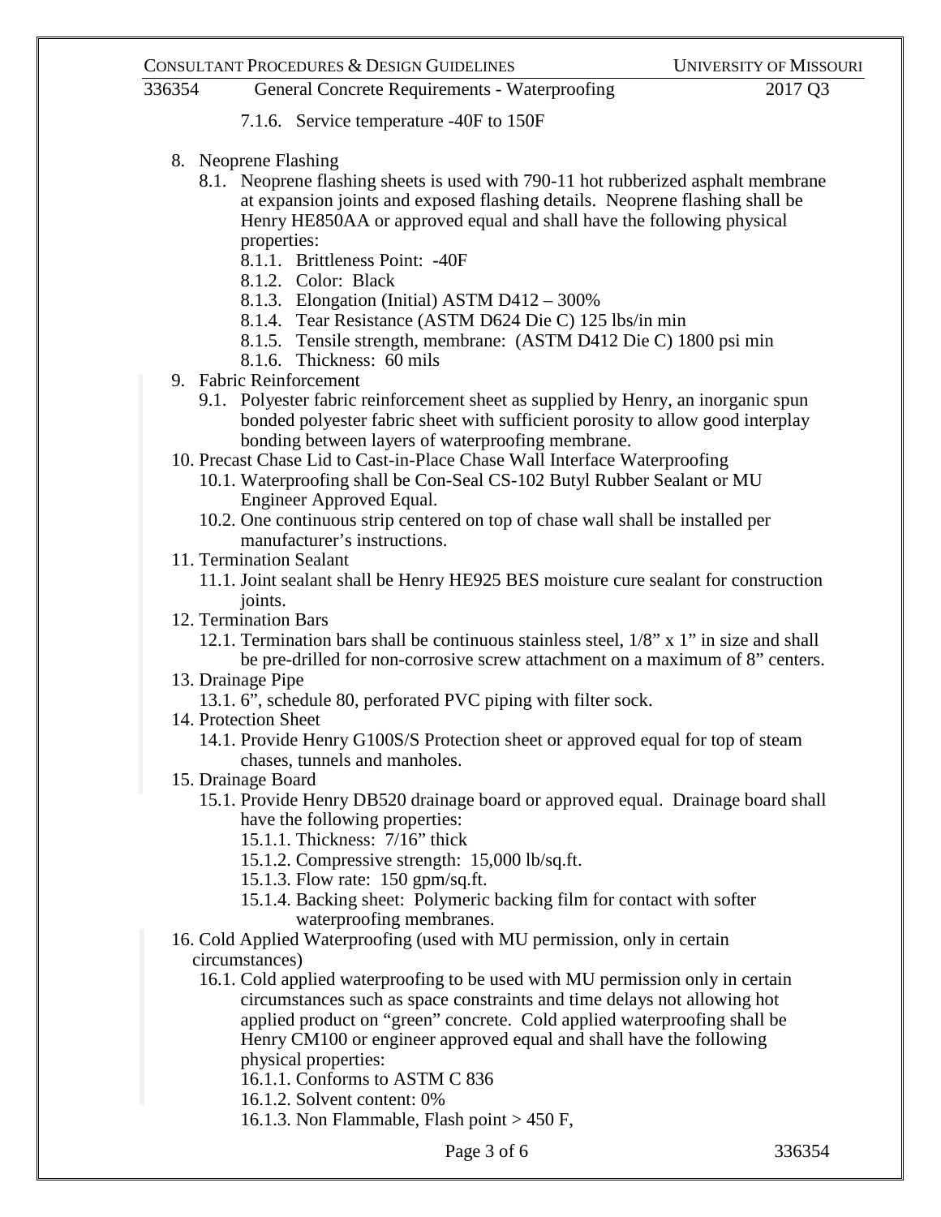7.1.6. Service temperature -40F to 150F

8. Neoprene Flashing
   8.1. Neoprene flashing sheets is used with 790-11 hot rubberized asphalt membrane at expansion joints and exposed flashing details. Neoprene flashing shall be Henry HE850AA or approved equal and shall have the following physical properties:
      8.1.1. Brittleness Point: -40F
      8.1.2. Color: Black
      8.1.3. Elongation (Initial) ASTM D412 – 300%
      8.1.4. Tear Resistance (ASTM D624 Die C) 125 lbs/in min
      8.1.5. Tensile strength, membrane: (ASTM D412 Die C) 1800 psi min
      8.1.6. Thickness: 60 mils
9. Fabric Reinforcement
   9.1. Polyester fabric reinforcement sheet as supplied by Henry, an inorganic spun bonded polyester fabric sheet with sufficient porosity to allow good interplay bonding between layers of waterproofing membrane.
10. Precast Chase Lid to Cast-in-Place Chase Wall Interface Waterproofing
   10.1. Waterproofing shall be Con-Seal CS-102 Butyl Rubber Sealant or MU Engineer Approved Equal.
   10.2. One continuous strip centered on top of chase wall shall be installed per manufacturer's instructions.
11. Termination Sealant
   11.1. Joint sealant shall be Henry HE925 BES moisture cure sealant for construction joints.
12. Termination Bars
   12.1. Termination bars shall be continuous stainless steel, 1/8" x 1" in size and shall be pre-drilled for non-corrosive screw attachment on a maximum of 8" centers.
13. Drainage Pipe
   13.1. 6", schedule 80, perforated PVC piping with filter sock.
14. Protection Sheet
   14.1. Provide Henry G100S/S Protection sheet or approved equal for top of steam chases, tunnels and manholes.
15. Drainage Board
   15.1. Provide Henry DB520 drainage board or approved equal. Drainage board shall have the following properties:
      15.1.1. Thickness: 7/16" thick
      15.1.2. Compressive strength: 15,000 lb/sq.ft.
      15.1.3. Flow rate: 150 gpm/sq.ft.
      15.1.4. Backing sheet: Polymeric backing film for contact with softer waterproofing membranes.
16. Cold Applied Waterproofing (used with MU permission, only in certain circumstances)
   16.1. Cold applied waterproofing to be used with MU permission only in certain circumstances such as space constraints and time delays not allowing hot applied product on "green" concrete. Cold applied waterproofing shall be Henry CM100 or engineer approved equal and shall have the following physical properties:
      16.1.1. Conforms to ASTM C 836
      16.1.2. Solvent content: 0%
      16.1.3. Non Flammable, Flash point > 450 F,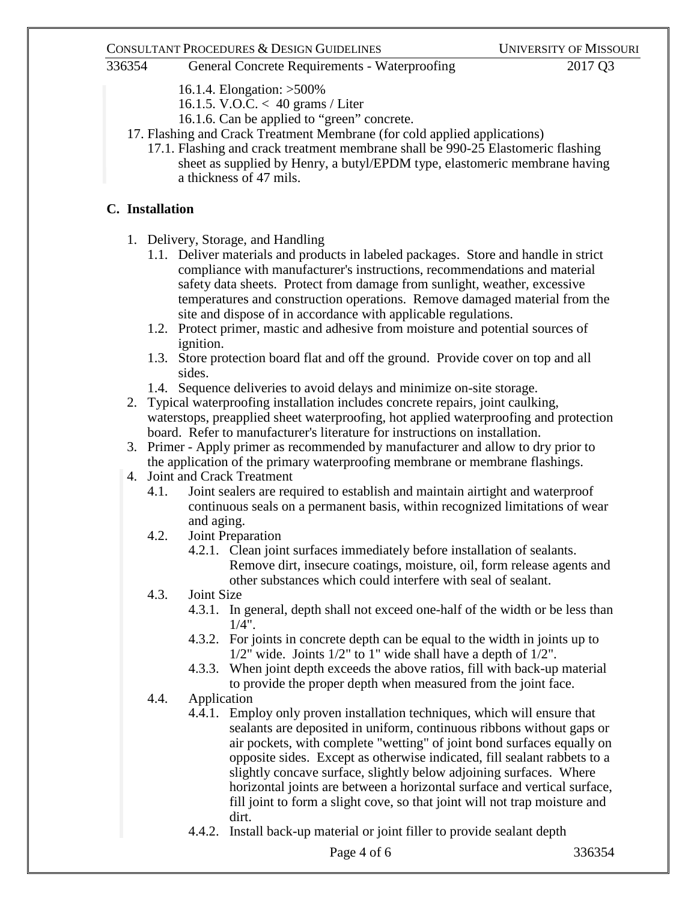16.1.4. Elongation: >500%

16.1.5. V.O.C. < 40 grams / Liter

16.1.6. Can be applied to "green" concrete.

17. Flashing and Crack Treatment Membrane (for cold applied applications)
   17.1. Flashing and crack treatment membrane shall be 990-25 Elastomeric flashing sheet as supplied by Henry, a butyl/EPDM type, elastomeric membrane having a thickness of 47 mils.

## C. Installation

1. Delivery, Storage, and Handling
   1.1. Deliver materials and products in labeled packages. Store and handle in strict compliance with manufacturer's instructions, recommendations and material safety data sheets. Protect from damage from sunlight, weather, excessive temperatures and construction operations. Remove damaged material from the site and dispose of in accordance with applicable regulations.
   1.2. Protect primer, mastic and adhesive from moisture and potential sources of ignition.
   1.3. Store protection board flat and off the ground. Provide cover on top and all sides.
   1.4. Sequence deliveries to avoid delays and minimize on-site storage.
2. Typical waterproofing installation includes concrete repairs, joint caulking, waterstops, preapplied sheet waterproofing, hot applied waterproofing and protection board. Refer to manufacturer's literature for instructions on installation.
3. Primer - Apply primer as recommended by manufacturer and allow to dry prior to the application of the primary waterproofing membrane or membrane flashings.
4. Joint and Crack Treatment
   4.1. Joint sealers are required to establish and maintain airtight and waterproof continuous seals on a permanent basis, within recognized limitations of wear and aging.
   4.2. Joint Preparation
      4.2.1. Clean joint surfaces immediately before installation of sealants. Remove dirt, insecure coatings, moisture, oil, form release agents and other substances which could interfere with seal of sealant.
   4.3. Joint Size
      4.3.1. In general, depth shall not exceed one-half of the width or be less than 1/4".
      4.3.2. For joints in concrete depth can be equal to the width in joints up to 1/2" wide. Joints 1/2" to 1" wide shall have a depth of 1/2".
      4.3.3. When joint depth exceeds the above ratios, fill with back-up material to provide the proper depth when measured from the joint face.
   4.4. Application
      4.4.1. Employ only proven installation techniques, which will ensure that sealants are deposited in uniform, continuous ribbons without gaps or air pockets, with complete "wetting" of joint bond surfaces equally on opposite sides. Except as otherwise indicated, fill sealant rabbets to a slightly concave surface, slightly below adjoining surfaces. Where horizontal joints are between a horizontal surface and vertical surface, fill joint to form a slight cove, so that joint will not trap moisture and dirt.
      4.4.2. Install back-up material or joint filler to provide sealant depth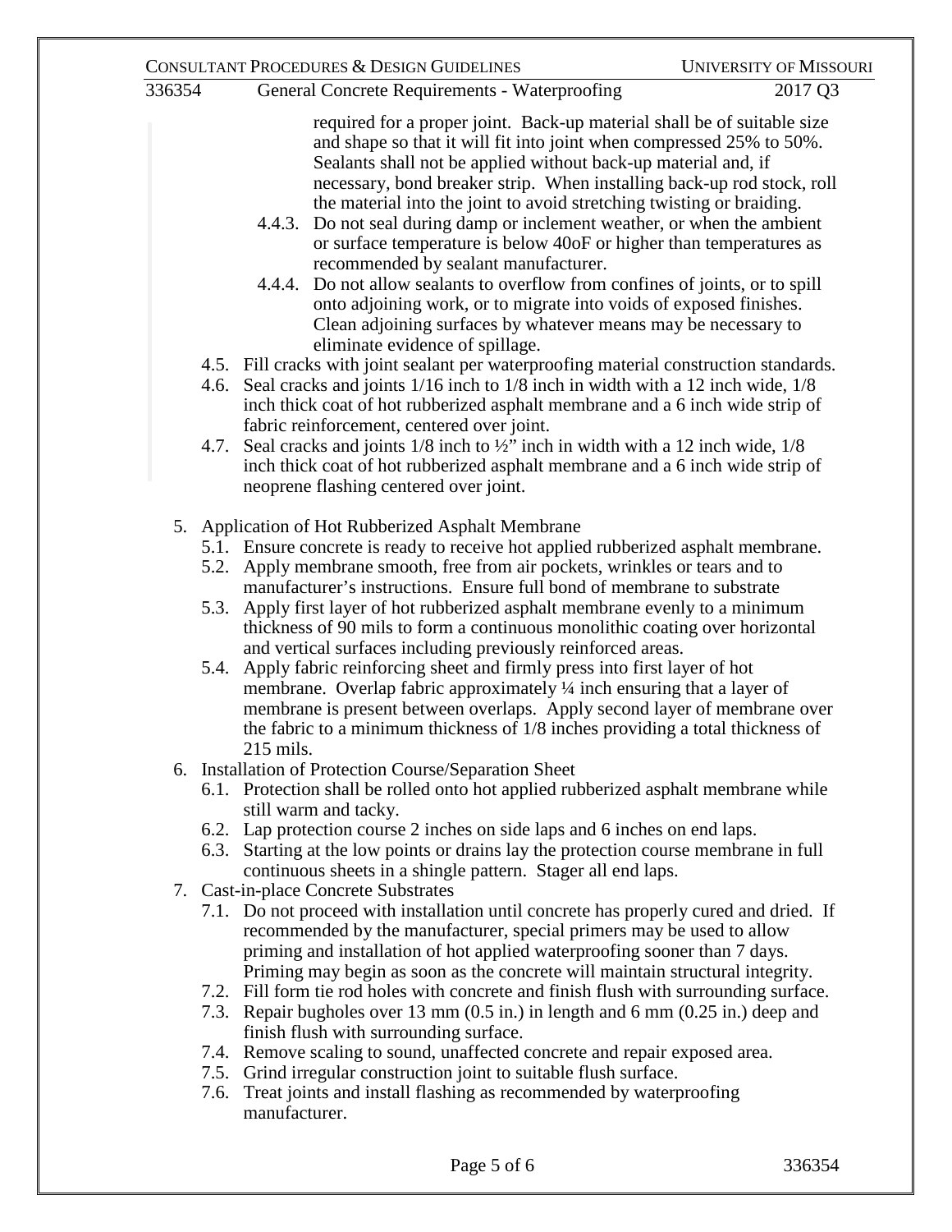required for a proper joint. Back-up material shall be of suitable size and shape so that it will fit into joint when compressed 25% to 50%. Sealants shall not be applied without back-up material and, if necessary, bond breaker strip. When installing back-up rod stock, roll the material into the joint to avoid stretching twisting or braiding.

- 4.4.3. Do not seal during damp or inclement weather, or when the ambient or surface temperature is below 40oF or higher than temperatures as recommended by sealant manufacturer.
- 4.4.4. Do not allow sealants to overflow from confines of joints, or to spill onto adjoining work, or to migrate into voids of exposed finishes. Clean adjoining surfaces by whatever means may be necessary to eliminate evidence of spillage.

- 4.5. Fill cracks with joint sealant per waterproofing material construction standards.
- 4.6. Seal cracks and joints 1/16 inch to 1/8 inch in width with a 12 inch wide, 1/8 inch thick coat of hot rubberized asphalt membrane and a 6 inch wide strip of fabric reinforcement, centered over joint.
- 4.7. Seal cracks and joints 1/8 inch to ½" inch in width with a 12 inch wide, 1/8 inch thick coat of hot rubberized asphalt membrane and a 6 inch wide strip of neoprene flashing centered over joint.

5. Application of Hot Rubberized Asphalt Membrane
   - 5.1. Ensure concrete is ready to receive hot applied rubberized asphalt membrane.
   - 5.2. Apply membrane smooth, free from air pockets, wrinkles or tears and to manufacturer's instructions. Ensure full bond of membrane to substrate
   - 5.3. Apply first layer of hot rubberized asphalt membrane evenly to a minimum thickness of 90 mils to form a continuous monolithic coating over horizontal and vertical surfaces including previously reinforced areas.
   - 5.4. Apply fabric reinforcing sheet and firmly press into first layer of hot membrane. Overlap fabric approximately ¼ inch ensuring that a layer of membrane is present between overlaps. Apply second layer of membrane over the fabric to a minimum thickness of 1/8 inches providing a total thickness of 215 mils.
6. Installation of Protection Course/Separation Sheet
   - 6.1. Protection shall be rolled onto hot applied rubberized asphalt membrane while still warm and tacky.
   - 6.2. Lap protection course 2 inches on side laps and 6 inches on end laps.
   - 6.3. Starting at the low points or drains lay the protection course membrane in full continuous sheets in a shingle pattern. Stager all end laps.
7. Cast-in-place Concrete Substrates
   - 7.1. Do not proceed with installation until concrete has properly cured and dried. If recommended by the manufacturer, special primers may be used to allow priming and installation of hot applied waterproofing sooner than 7 days. Priming may begin as soon as the concrete will maintain structural integrity.
   - 7.2. Fill form tie rod holes with concrete and finish flush with surrounding surface.
   - 7.3. Repair bugholes over 13 mm (0.5 in.) in length and 6 mm (0.25 in.) deep and finish flush with surrounding surface.
   - 7.4. Remove scaling to sound, unaffected concrete and repair exposed area.
   - 7.5. Grind irregular construction joint to suitable flush surface.
   - 7.6. Treat joints and install flashing as recommended by waterproofing manufacturer.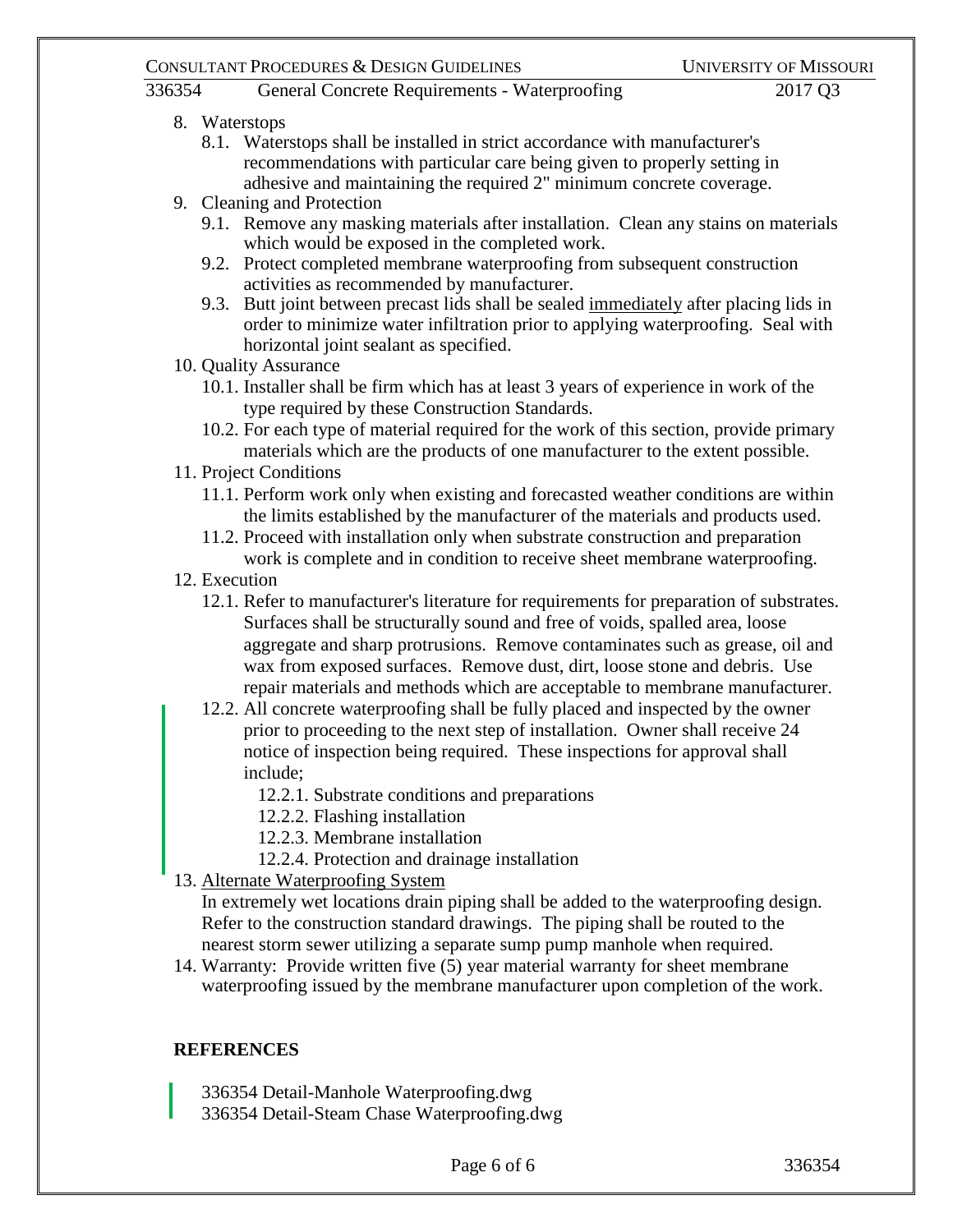8. Waterstops
   8.1. Waterstops shall be installed in strict accordance with manufacturer's recommendations with particular care being given to properly setting in adhesive and maintaining the required 2" minimum concrete coverage.
9. Cleaning and Protection
   9.1. Remove any masking materials after installation. Clean any stains on materials which would be exposed in the completed work.
   9.2. Protect completed membrane waterproofing from subsequent construction activities as recommended by manufacturer.
   9.3. Butt joint between precast lids shall be sealed <u>immediately</u> after placing lids in order to minimize water infiltration prior to applying waterproofing. Seal with horizontal joint sealant as specified.
10. Quality Assurance
    10.1. Installer shall be firm which has at least 3 years of experience in work of the type required by these Construction Standards.
    10.2. For each type of material required for the work of this section, provide primary materials which are the products of one manufacturer to the extent possible.
11. Project Conditions
    11.1. Perform work only when existing and forecasted weather conditions are within the limits established by the manufacturer of the materials and products used.
    11.2. Proceed with installation only when substrate construction and preparation work is complete and in condition to receive sheet membrane waterproofing.
12. Execution
    12.1. Refer to manufacturer's literature for requirements for preparation of substrates. Surfaces shall be structurally sound and free of voids, spalled area, loose aggregate and sharp protrusions. Remove contaminates such as grease, oil and wax from exposed surfaces. Remove dust, dirt, loose stone and debris. Use repair materials and methods which are acceptable to membrane manufacturer.
    12.2. All concrete waterproofing shall be fully placed and inspected by the owner prior to proceeding to the next step of installation. Owner shall receive 24 notice of inspection being required. These inspections for approval shall include;
        12.2.1. Substrate conditions and preparations
        12.2.2. Flashing installation
        12.2.3. Membrane installation
        12.2.4. Protection and drainage installation
13. <u>Alternate Waterproofing System</u>
    In extremely wet locations drain piping shall be added to the waterproofing design. Refer to the construction standard drawings. The piping shall be routed to the nearest storm sewer utilizing a separate sump pump manhole when required.
14. Warranty: Provide written five (5) year material warranty for sheet membrane waterproofing issued by the membrane manufacturer upon completion of the work.

**REFERENCES**

336354 Detail-Manhole Waterproofing.dwg
336354 Detail-Steam Chase Waterproofing.dwg